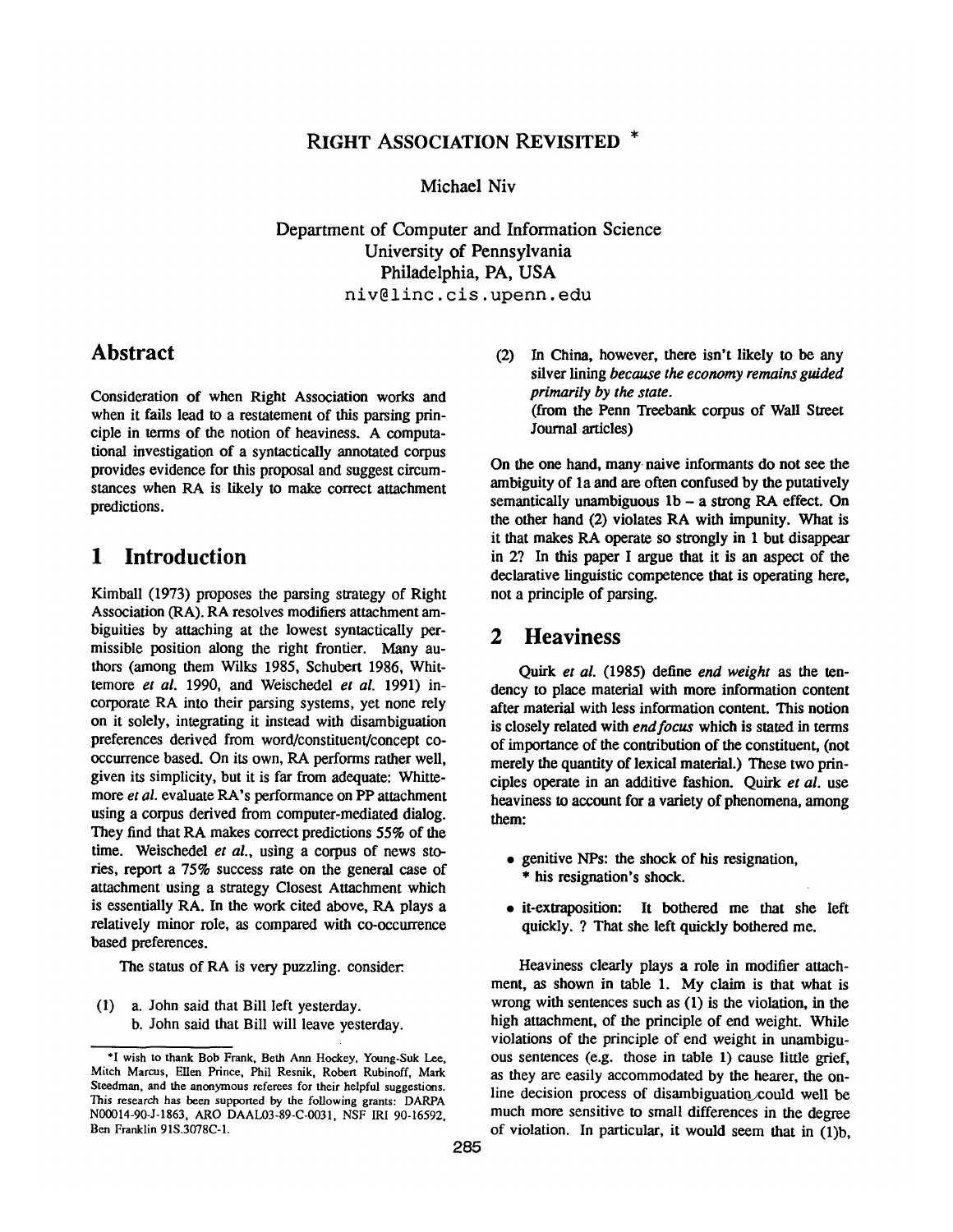# RIGHT ASSOCIATION REVISITED *

Michael Niv

Department of Computer and Information Science
University of Pennsylvania
Philadelphia, PA, USA
niv@linc.cis.upenn.edu

## Abstract

Consideration of when Right Association works and when it fails lead to a restatement of this parsing principle in terms of the notion of heaviness. A computational investigation of a syntactically annotated corpus provides evidence for this proposal and suggest circumstances when RA is likely to make correct attachment predictions.

## 1 Introduction

Kimball (1973) proposes the parsing strategy of Right Association (RA). RA resolves modifiers attachment ambiguities by attaching at the lowest syntactically permissible position along the right frontier. Many authors (among them Wilks 1985, Schubert 1986, Whittemore *et al.* 1990, and Weischedel *et al.* 1991) incorporate RA into their parsing systems, yet none rely on it solely, integrating it instead with disambiguation preferences derived from word/constituent/concept co-occurrence based. On its own, RA performs rather well, given its simplicity, but it is far from adequate: Whittemore *et al.* evaluate RA's performance on PP attachment using a corpus derived from computer-mediated dialog. They find that RA makes correct predictions 55% of the time. Weischedel *et al.*, using a corpus of news stories, report a 75% success rate on the general case of attachment using a strategy Closest Attachment which is essentially RA. In the work cited above, RA plays a relatively minor role, as compared with co-occurrence based preferences.

The status of RA is very puzzling. consider:

(1) a. John said that Bill left yesterday.
  b. John said that Bill will leave yesterday.

(2) In China, however, there isn't likely to be any silver lining *because the economy remains guided primarily by the state.*
  (from the Penn Treebank corpus of Wall Street Journal articles)

On the one hand, many naive informants do not see the ambiguity of 1a and are often confused by the putatively semantically unambiguous 1b – a strong RA effect. On the other hand (2) violates RA with impunity. What is it that makes RA operate so strongly in 1 but disappear in 2? In this paper I argue that it is an aspect of the declarative linguistic competence that is operating here, not a principle of parsing.

## 2 Heaviness

Quirk *et al.* (1985) define *end weight* as the tendency to place material with more information content after material with less information content. This notion is closely related with *end focus* which is stated in terms of importance of the contribution of the constituent, (not merely the quantity of lexical material.) These two principles operate in an additive fashion. Quirk *et al.* use heaviness to account for a variety of phenomena, among them:

- genitive NPs: the shock of his resignation,
  * his resignation's shock.
- it-extraposition: It bothered me that she left quickly. ? That she left quickly bothered me.

Heaviness clearly plays a role in modifier attachment, as shown in table 1. My claim is that what is wrong with sentences such as (1) is the violation, in the high attachment, of the principle of end weight. While violations of the principle of end weight in unambiguous sentences (e.g. those in table 1) cause little grief, as they are easily accommodated by the hearer, the on-line decision process of disambiguation could well be much more sensitive to small differences in the degree of violation. In particular, it would seem that in (1)b,

*I wish to thank Bob Frank, Beth Ann Hockey, Young-Suk Lee, Mitch Marcus, Ellen Prince, Phil Resnik, Robert Rubinoff, Mark Steedman, and the anonymous referees for their helpful suggestions. This research has been supported by the following grants: DARPA N00014-90-J-1863, ARO DAAL03-89-C-0031, NSF IRI 90-16592, Ben Franklin 91S.3078C-1.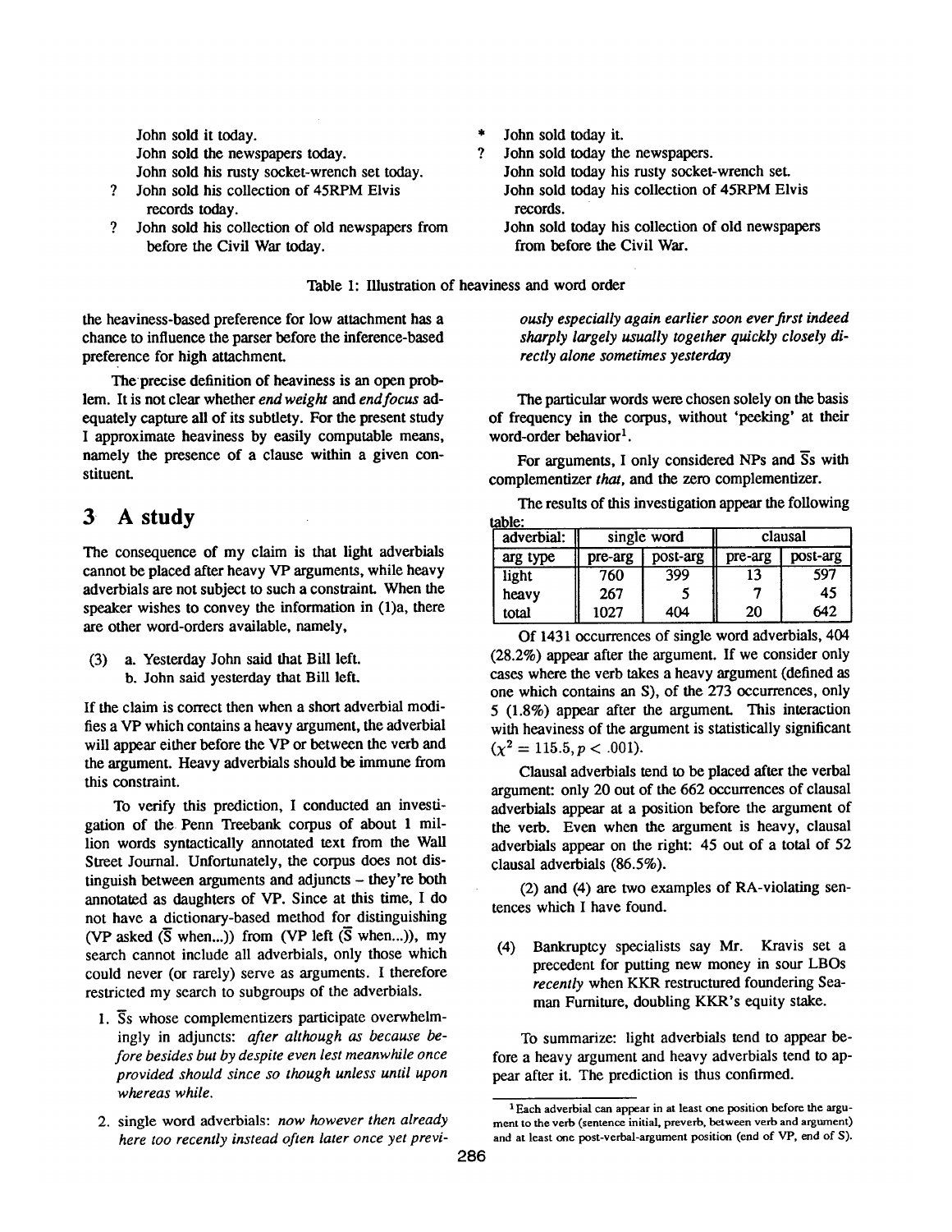| | | | |
|---|---|---|---|
| | John sold it today. | * | John sold today it. |
| | John sold the newspapers today. | ? | John sold today the newspapers. |
| | John sold his rusty socket-wrench set today. | | John sold today his rusty socket-wrench set. |
| ? | John sold his collection of 45RPM Elvis records today. | | John sold today his collection of 45RPM Elvis records. |
| ? | John sold his collection of old newspapers from before the Civil War today. | | John sold today his collection of old newspapers from before the Civil War. |

Table 1: Illustration of heaviness and word order

the heaviness-based preference for low attachment has a chance to influence the parser before the inference-based preference for high attachment.

The precise definition of heaviness is an open problem. It is not clear whether *end weight* and *end focus* adequately capture all of its subtlety. For the present study I approximate heaviness by easily computable means, namely the presence of a clause within a given constituent.

## 3 A study

The consequence of my claim is that light adverbials cannot be placed after heavy VP arguments, while heavy adverbials are not subject to such a constraint. When the speaker wishes to convey the information in (1)a, there are other word-orders available, namely,

(3) a. Yesterday John said that Bill left.
b. John said yesterday that Bill left.

If the claim is correct then when a short adverbial modifies a VP which contains a heavy argument, the adverbial will appear either before the VP or between the verb and the argument. Heavy adverbials should be immune from this constraint.

To verify this prediction, I conducted an investigation of the Penn Treebank corpus of about 1 million words syntactically annotated text from the Wall Street Journal. Unfortunately, the corpus does not distinguish between arguments and adjuncts – they're both annotated as daughters of VP. Since at this time, I do not have a dictionary-based method for distinguishing (VP asked ($\bar{S}$ when...)) from (VP left ($\bar{S}$ when...)), my search cannot include all adverbials, only those which could never (or rarely) serve as arguments. I therefore restricted my search to subgroups of the adverbials.

1. $\bar{S}$s whose complementizers participate overwhelmingly in adjuncts: *after although as because before besides but by despite even lest meanwhile once provided should since so though unless until upon whereas while.*

2. single word adverbials: *now however then already here too recently instead often later once yet previously especially again earlier soon ever first indeed sharply largely usually together quickly closely directly alone sometimes yesterday*

The particular words were chosen solely on the basis of frequency in the corpus, without 'peeking' at their word-order behavior[1].

For arguments, I only considered NPs and $\bar{S}$s with complementizer *that*, and the zero complementizer.

The results of this investigation appear the following table:

| adverbial: | single word | | clausal | |
|---|---|---|---|---|
| arg type | pre-arg | post-arg | pre-arg | post-arg |
| light | 760 | 399 | 13 | 597 |
| heavy | 267 | 5 | 7 | 45 |
| total | 1027 | 404 | 20 | 642 |

Of 1431 occurrences of single word adverbials, 404 (28.2%) appear after the argument. If we consider only cases where the verb takes a heavy argument (defined as one which contains an S), of the 273 occurrences, only 5 (1.8%) appear after the argument. This interaction with heaviness of the argument is statistically significant ($\chi^2 = 115.5, p < .001$).

Clausal adverbials tend to be placed after the verbal argument: only 20 out of the 662 occurrences of clausal adverbials appear at a position before the argument of the verb. Even when the argument is heavy, clausal adverbials appear on the right: 45 out of a total of 52 clausal adverbials (86.5%).

(2) and (4) are two examples of RA-violating sentences which I have found.

(4) Bankruptcy specialists say Mr. Kravis set a precedent for putting new money in sour LBOs *recently* when KKR restructured foundering Seaman Furniture, doubling KKR's equity stake.

To summarize: light adverbials tend to appear before a heavy argument and heavy adverbials tend to appear after it. The prediction is thus confirmed.

[1] Each adverbial can appear in at least one position before the argument to the verb (sentence initial, preverb, between verb and argument) and at least one post-verbal-argument position (end of VP, end of S).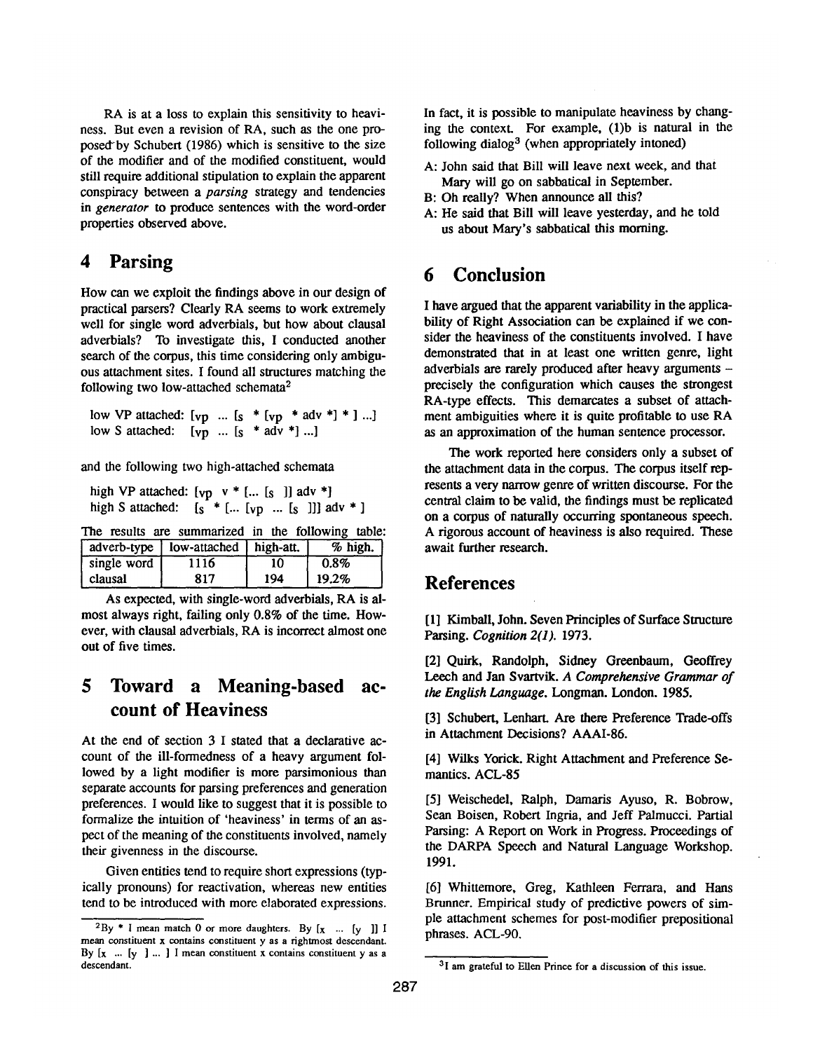RA is at a loss to explain this sensitivity to heaviness. But even a revision of RA, such as the one proposed by Schubert (1986) which is sensitive to the size of the modifier and of the modified constituent, would still require additional stipulation to explain the apparent conspiracy between a *parsing* strategy and tendencies in *generator* to produce sentences with the word-order properties observed above.

## 4 Parsing

How can we exploit the findings above in our design of practical parsers? Clearly RA seems to work extremely well for single word adverbials, but how about clausal adverbials? To investigate this, I conducted another search of the corpus, this time considering only ambiguous attachment sites. I found all structures matching the following two low-attached schemata[2]

low VP attached: [$_{VP}$ ... [$_{S}$ * [$_{VP}$ * adv *] * ] ...]
low S attached: [$_{VP}$ ... [$_{S}$ * adv *] ...]

and the following two high-attached schemata

high VP attached: [$_{VP}$ v * [... [$_{S}$ ]] adv *]
high S attached: [$_{S}$ * [... [$_{VP}$ ... [$_{S}$ ]]] adv * ]

The results are summarized in the following table:

| adverb-type | low-attached | high-att. | % high. |
|---|---|---|---|
| single word | 1116 | 10 | 0.8% |
| clausal | 817 | 194 | 19.2% |

As expected, with single-word adverbials, RA is almost always right, failing only 0.8% of the time. However, with clausal adverbials, RA is incorrect almost one out of five times.

## 5 Toward a Meaning-based account of Heaviness

At the end of section 3 I stated that a declarative account of the ill-formedness of a heavy argument followed by a light modifier is more parsimonious than separate accounts for parsing preferences and generation preferences. I would like to suggest that it is possible to formalize the intuition of 'heaviness' in terms of an aspect of the meaning of the constituents involved, namely their givenness in the discourse.

Given entities tend to require short expressions (typically pronouns) for reactivation, whereas new entities tend to be introduced with more elaborated expressions. In fact, it is possible to manipulate heaviness by changing the context. For example, (1)b is natural in the following dialog[3] (when appropriately intoned)

A: John said that Bill will leave next week, and that Mary will go on sabbatical in September.
B: Oh really? When announce all this?
A: He said that Bill will leave yesterday, and he told us about Mary's sabbatical this morning.

## 6 Conclusion

I have argued that the apparent variability in the applicability of Right Association can be explained if we consider the heaviness of the constituents involved. I have demonstrated that in at least one written genre, light adverbials are rarely produced after heavy arguments – precisely the configuration which causes the strongest RA-type effects. This demarcates a subset of attachment ambiguities where it is quite profitable to use RA as an approximation of the human sentence processor.

The work reported here considers only a subset of the attachment data in the corpus. The corpus itself represents a very narrow genre of written discourse. For the central claim to be valid, the findings must be replicated on a corpus of naturally occurring spontaneous speech. A rigorous account of heaviness is also required. These await further research.

## References

[1] Kimball, John. Seven Principles of Surface Structure Parsing. *Cognition 2(1)*. 1973.

[2] Quirk, Randolph, Sidney Greenbaum, Geoffrey Leech and Jan Svartvik. *A Comprehensive Grammar of the English Language*. Longman. London. 1985.

[3] Schubert, Lenhart. Are there Preference Trade-offs in Attachment Decisions? AAAI-86.

[4] Wilks Yorick. Right Attachment and Preference Semantics. ACL-85

[5] Weischedel, Ralph, Damaris Ayuso, R. Bobrow, Sean Boisen, Robert Ingria, and Jeff Palmucci. Partial Parsing: A Report on Work in Progress. Proceedings of the DARPA Speech and Natural Language Workshop. 1991.

[6] Whittemore, Greg, Kathleen Ferrara, and Hans Brunner. Empirical study of predictive powers of simple attachment schemes for post-modifier prepositional phrases. ACL-90.

---

[2] By * I mean match 0 or more daughters. By [$_x$ ... [$_y$ ]] I mean constituent x contains constituent y as a rightmost descendant. By [$_x$ ... [$_y$ ] ... ] I mean constituent x contains constituent y as a descendant.

[3] I am grateful to Ellen Prince for a discussion of this issue.